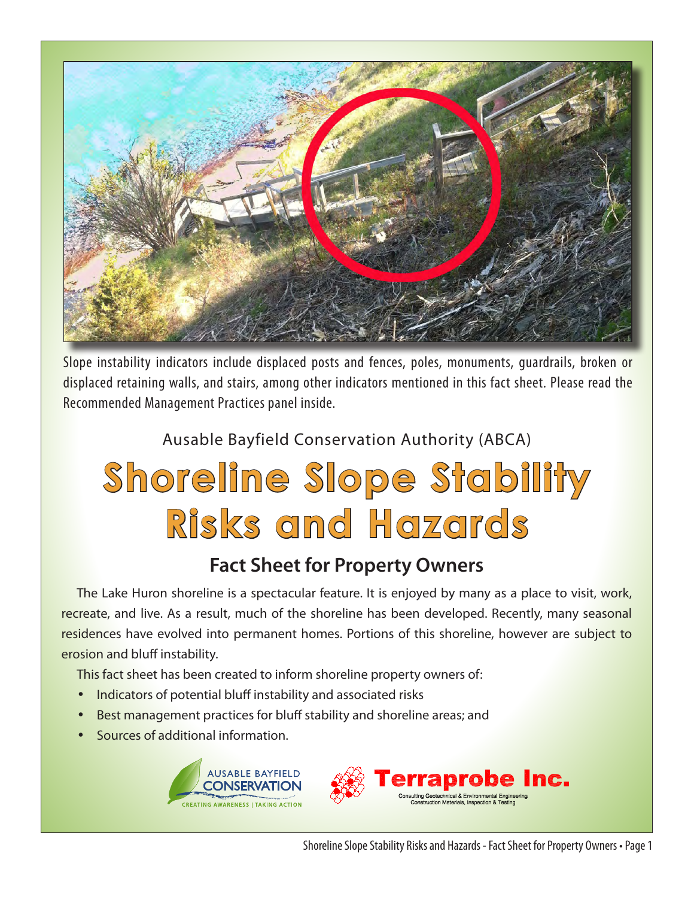Slope instability indicators include displaced posts and fences, poles, monuments, guardrails, broken or displaced retaining walls, and stairs, among other indicators mentioned in this fact sheet. Please read the Recommended Management Practices panel inside.

Ausable Bayfield Conservation Authority (ABCA)

# Shoreline Slope Stability Risks and Hazards

## Fact Sheet for Property Owners

The Lake Huron shoreline is a spectacular feature. It is enjoyed by many as a place to visit, work, recreate, and live. As a result, much of the shoreline has been developed. Recently, many seasonal residences have evolved into permanent homes. Portions of this shoreline, however are subject to erosion and bluff instability.

This fact sheet has been created to inform shoreline property owners of:

- Indicators of potential bluff instability and associated risks
- Best management practices for bluff stability and shoreline areas; and
- Sources of additional information.

AUSABLE BAYFIELD CONSERVATION – CREATING AWARENESS | TAKING ACTION

Terraprobe Inc. – Consulting Geotechnical & Environmental Engineering, Construction Materials, Inspection & Testing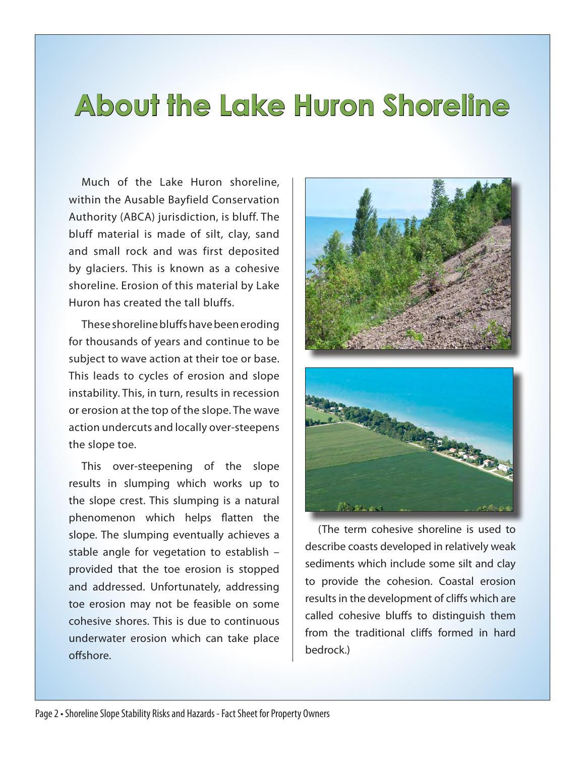# About the Lake Huron Shoreline

Much of the Lake Huron shoreline, within the Ausable Bayfield Conservation Authority (ABCA) jurisdiction, is bluff. The bluff material is made of silt, clay, sand and small rock and was first deposited by glaciers. This is known as a cohesive shoreline. Erosion of this material by Lake Huron has created the tall bluffs.

These shoreline bluffs have been eroding for thousands of years and continue to be subject to wave action at their toe or base. This leads to cycles of erosion and slope instability. This, in turn, results in recession or erosion at the top of the slope. The wave action undercuts and locally over-steepens the slope toe.

This over-steepening of the slope results in slumping which works up to the slope crest. This slumping is a natural phenomenon which helps flatten the slope. The slumping eventually achieves a stable angle for vegetation to establish – provided that the toe erosion is stopped and addressed. Unfortunately, addressing toe erosion may not be feasible on some cohesive shores. This is due to continuous underwater erosion which can take place offshore.

(The term cohesive shoreline is used to describe coasts developed in relatively weak sediments which include some silt and clay to provide the cohesion. Coastal erosion results in the development of cliffs which are called cohesive bluffs to distinguish them from the traditional cliffs formed in hard bedrock.)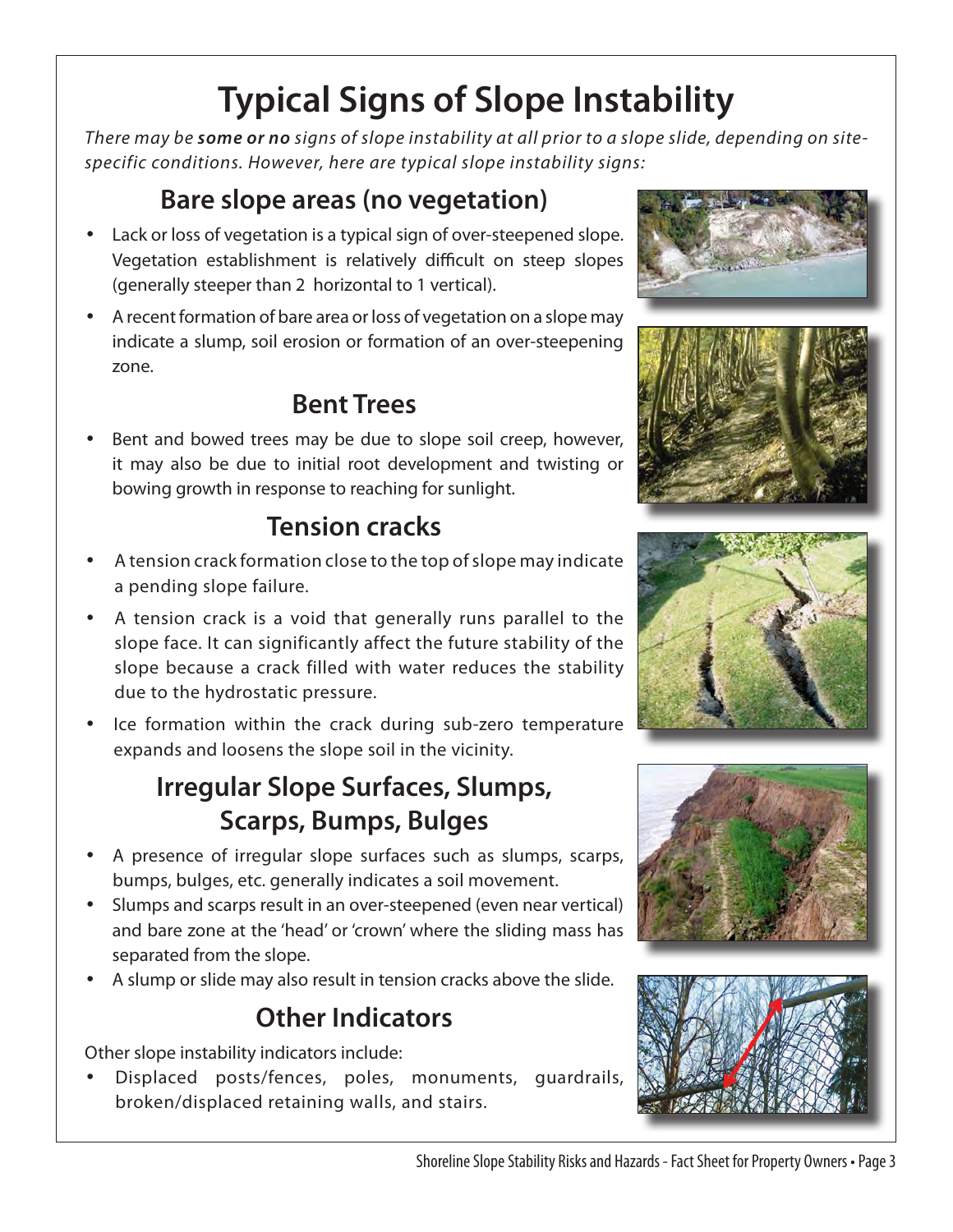# Typical Signs of Slope Instability

*There may be **some or no** signs of slope instability at all prior to a slope slide, depending on site-specific conditions. However, here are typical slope instability signs:*

## Bare slope areas (no vegetation)

- Lack or loss of vegetation is a typical sign of over-steepened slope. Vegetation establishment is relatively difficult on steep slopes (generally steeper than 2 horizontal to 1 vertical).
- A recent formation of bare area or loss of vegetation on a slope may indicate a slump, soil erosion or formation of an over-steepening zone.

## Bent Trees

- Bent and bowed trees may be due to slope soil creep, however, it may also be due to initial root development and twisting or bowing growth in response to reaching for sunlight.

## Tension cracks

- A tension crack formation close to the top of slope may indicate a pending slope failure.
- A tension crack is a void that generally runs parallel to the slope face. It can significantly affect the future stability of the slope because a crack filled with water reduces the stability due to the hydrostatic pressure.
- Ice formation within the crack during sub-zero temperature expands and loosens the slope soil in the vicinity.

## Irregular Slope Surfaces, Slumps, Scarps, Bumps, Bulges

- A presence of irregular slope surfaces such as slumps, scarps, bumps, bulges, etc. generally indicates a soil movement.
- Slumps and scarps result in an over-steepened (even near vertical) and bare zone at the 'head' or 'crown' where the sliding mass has separated from the slope.
- A slump or slide may also result in tension cracks above the slide.

## Other Indicators

Other slope instability indicators include:

- Displaced posts/fences, poles, monuments, guardrails, broken/displaced retaining walls, and stairs.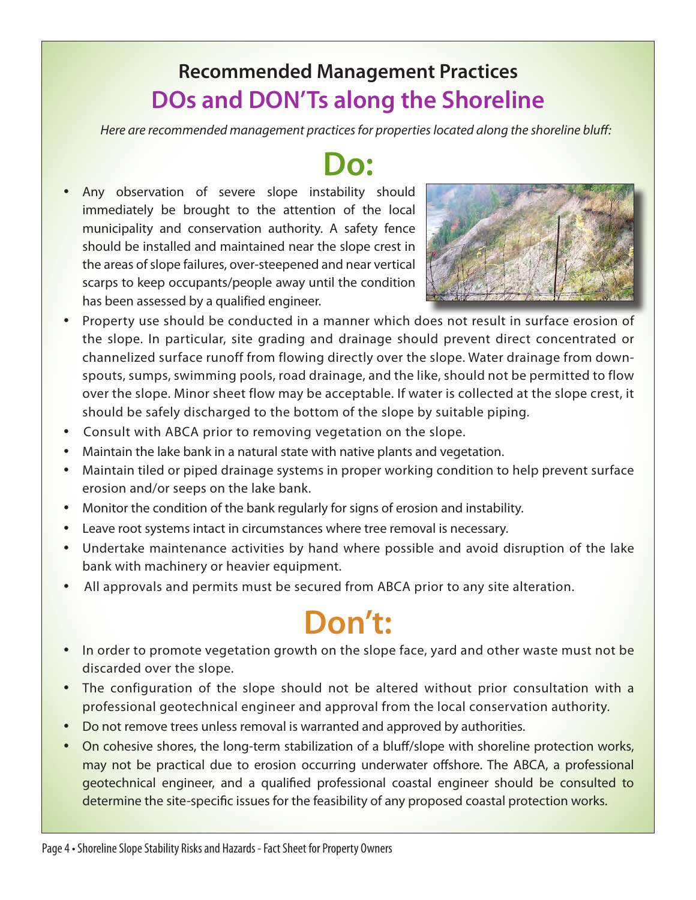## Recommended Management Practices

# DOs and DON'Ts along the Shoreline

*Here are recommended management practices for properties located along the shoreline bluff:*

## Do:

- Any observation of severe slope instability should immediately be brought to the attention of the local municipality and conservation authority. A safety fence should be installed and maintained near the slope crest in the areas of slope failures, over-steepened and near vertical scarps to keep occupants/people away until the condition has been assessed by a qualified engineer.
- Property use should be conducted in a manner which does not result in surface erosion of the slope. In particular, site grading and drainage should prevent direct concentrated or channelized surface runoff from flowing directly over the slope. Water drainage from down-spouts, sumps, swimming pools, road drainage, and the like, should not be permitted to flow over the slope. Minor sheet flow may be acceptable. If water is collected at the slope crest, it should be safely discharged to the bottom of the slope by suitable piping.
- Consult with ABCA prior to removing vegetation on the slope.
- Maintain the lake bank in a natural state with native plants and vegetation.
- Maintain tiled or piped drainage systems in proper working condition to help prevent surface erosion and/or seeps on the lake bank.
- Monitor the condition of the bank regularly for signs of erosion and instability.
- Leave root systems intact in circumstances where tree removal is necessary.
- Undertake maintenance activities by hand where possible and avoid disruption of the lake bank with machinery or heavier equipment.
- All approvals and permits must be secured from ABCA prior to any site alteration.

## Don't:

- In order to promote vegetation growth on the slope face, yard and other waste must not be discarded over the slope.
- The configuration of the slope should not be altered without prior consultation with a professional geotechnical engineer and approval from the local conservation authority.
- Do not remove trees unless removal is warranted and approved by authorities.
- On cohesive shores, the long-term stabilization of a bluff/slope with shoreline protection works, may not be practical due to erosion occurring underwater offshore. The ABCA, a professional geotechnical engineer, and a qualified professional coastal engineer should be consulted to determine the site-specific issues for the feasibility of any proposed coastal protection works.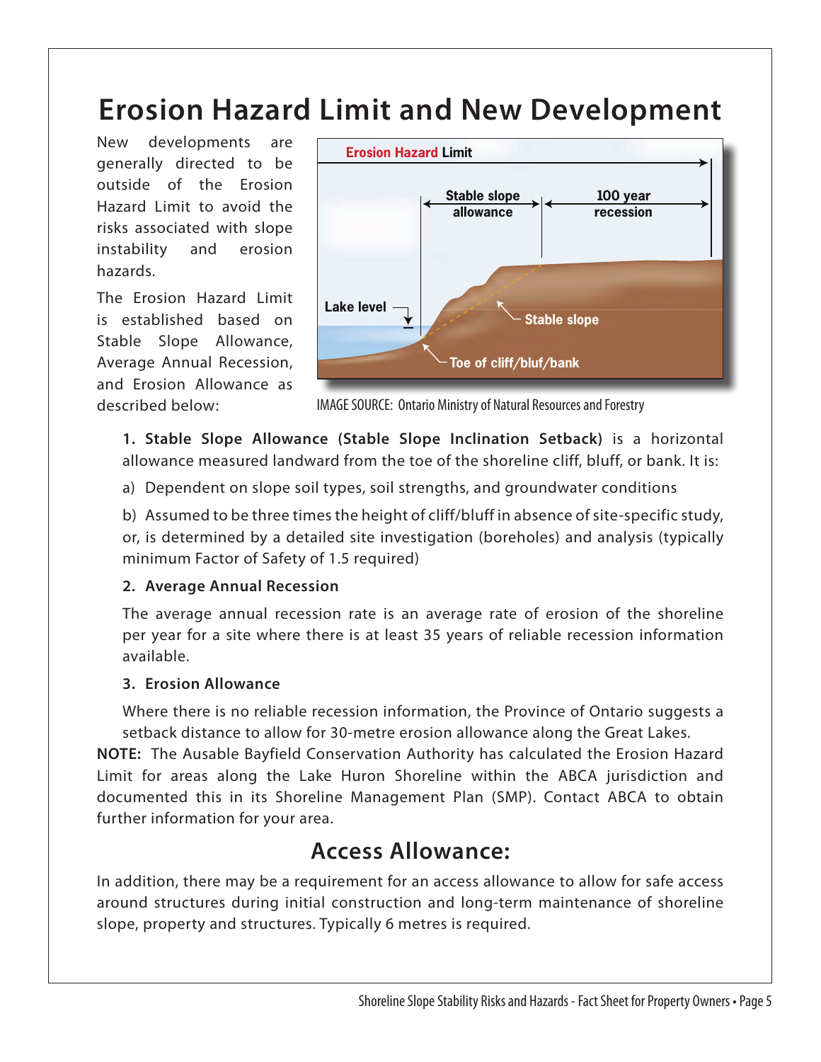# Erosion Hazard Limit and New Development

New developments are generally directed to be outside of the Erosion Hazard Limit to avoid the risks associated with slope instability and erosion hazards.

The Erosion Hazard Limit is established based on Stable Slope Allowance, Average Annual Recession, and Erosion Allowance as described below:

IMAGE SOURCE: Ontario Ministry of Natural Resources and Forestry

1. **Stable Slope Allowance (Stable Slope Inclination Setback)** is a horizontal allowance measured landward from the toe of the shoreline cliff, bluff, or bank. It is:

   a) Dependent on slope soil types, soil strengths, and groundwater conditions

   b) Assumed to be three times the height of cliff/bluff in absence of site-specific study, or, is determined by a detailed site investigation (boreholes) and analysis (typically minimum Factor of Safety of 1.5 required)

2. **Average Annual Recession**

   The average annual recession rate is an average rate of erosion of the shoreline per year for a site where there is at least 35 years of reliable recession information available.

3. **Erosion Allowance**

   Where there is no reliable recession information, the Province of Ontario suggests a setback distance to allow for 30-metre erosion allowance along the Great Lakes.

**NOTE:** The Ausable Bayfield Conservation Authority has calculated the Erosion Hazard Limit for areas along the Lake Huron Shoreline within the ABCA jurisdiction and documented this in its Shoreline Management Plan (SMP). Contact ABCA to obtain further information for your area.

## Access Allowance:

In addition, there may be a requirement for an access allowance to allow for safe access around structures during initial construction and long-term maintenance of shoreline slope, property and structures. Typically 6 metres is required.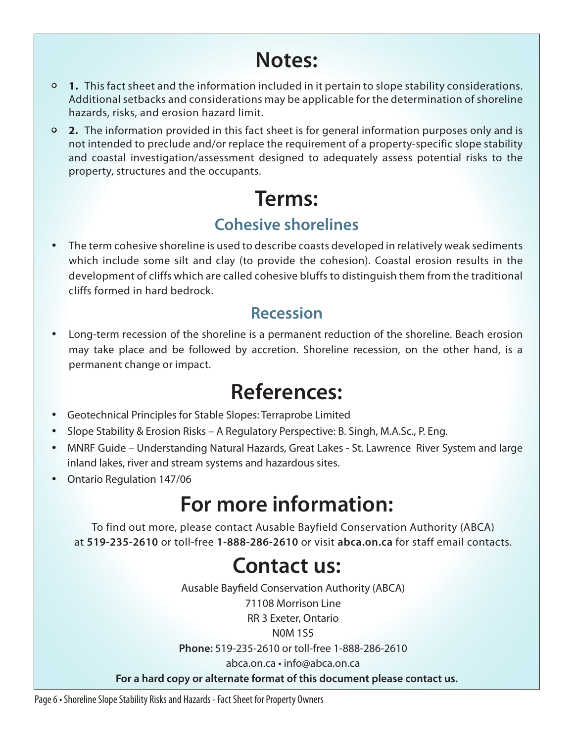# Notes:

- **1.** This fact sheet and the information included in it pertain to slope stability considerations. Additional setbacks and considerations may be applicable for the determination of shoreline hazards, risks, and erosion hazard limit.
- **2.** The information provided in this fact sheet is for general information purposes only and is not intended to preclude and/or replace the requirement of a property-specific slope stability and coastal investigation/assessment designed to adequately assess potential risks to the property, structures and the occupants.

# Terms:

## Cohesive shorelines

- The term cohesive shoreline is used to describe coasts developed in relatively weak sediments which include some silt and clay (to provide the cohesion). Coastal erosion results in the development of cliffs which are called cohesive bluffs to distinguish them from the traditional cliffs formed in hard bedrock.

## Recession

- Long-term recession of the shoreline is a permanent reduction of the shoreline. Beach erosion may take place and be followed by accretion. Shoreline recession, on the other hand, is a permanent change or impact.

# References:

- Geotechnical Principles for Stable Slopes: Terraprobe Limited
- Slope Stability & Erosion Risks – A Regulatory Perspective: B. Singh, M.A.Sc., P. Eng.
- MNRF Guide – Understanding Natural Hazards, Great Lakes - St. Lawrence River System and large inland lakes, river and stream systems and hazardous sites.
- Ontario Regulation 147/06

# For more information:

To find out more, please contact Ausable Bayfield Conservation Authority (ABCA) at **519-235-2610** or toll-free **1-888-286-2610** or visit **abca.on.ca** for staff email contacts.

# Contact us:

Ausable Bayfield Conservation Authority (ABCA)
71108 Morrison Line
RR 3 Exeter, Ontario
N0M 1S5
**Phone:** 519-235-2610 or toll-free 1-888-286-2610
abca.on.ca • info@abca.on.ca

**For a hard copy or alternate format of this document please contact us.**